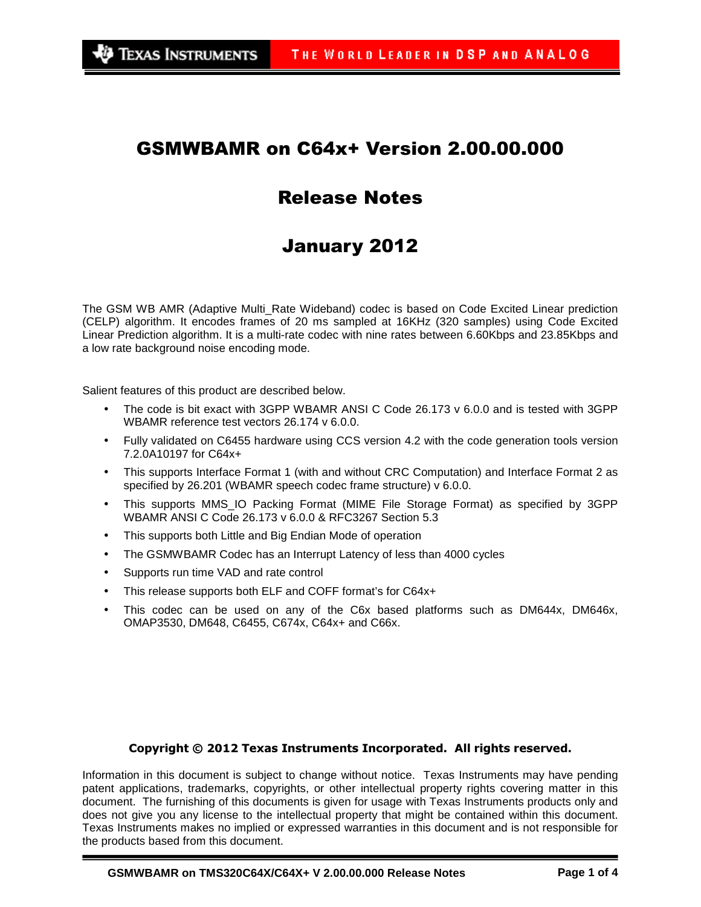# GSMWBAMR on C64x+ Version 2.00.00.000

## Release Notes

## January 2012

The GSM WB AMR (Adaptive Multi_Rate Wideband) codec is based on Code Excited Linear prediction (CELP) algorithm. It encodes frames of 20 ms sampled at 16KHz (320 samples) using Code Excited Linear Prediction algorithm. It is a multi-rate codec with nine rates between 6.60Kbps and 23.85Kbps and a low rate background noise encoding mode.

Salient features of this product are described below.

- The code is bit exact with 3GPP WBAMR ANSI C Code 26.173 v 6.0.0 and is tested with 3GPP WBAMR reference test vectors 26.174 v 6.0.0.
- Fully validated on C6455 hardware using CCS version 4.2 with the code generation tools version 7.2.0A10197 for C64x+
- This supports Interface Format 1 (with and without CRC Computation) and Interface Format 2 as specified by 26.201 (WBAMR speech codec frame structure) v 6.0.0.
- This supports MMS_IO Packing Format (MIME File Storage Format) as specified by 3GPP WBAMR ANSI C Code 26.173 v 6.0.0 & RFC3267 Section 5.3
- This supports both Little and Big Endian Mode of operation
- The GSMWBAMR Codec has an Interrupt Latency of less than 4000 cycles
- Supports run time VAD and rate control
- This release supports both ELF and COFF format's for C64x+
- This codec can be used on any of the C6x based platforms such as DM644x, DM646x, OMAP3530, DM648, C6455, C674x, C64x+ and C66x.

**Copyright © 2012 Texas Instruments Incorporated. All rights reserved.**

Information in this document is subject to change without notice. Texas Instruments may have pending patent applications, trademarks, copyrights, or other intellectual property rights covering matter in this document. The furnishing of this documents is given for usage with Texas Instruments products only and does not give you any license to the intellectual property that might be contained within this document. Texas Instruments makes no implied or expressed warranties in this document and is not responsible for the products based from this document.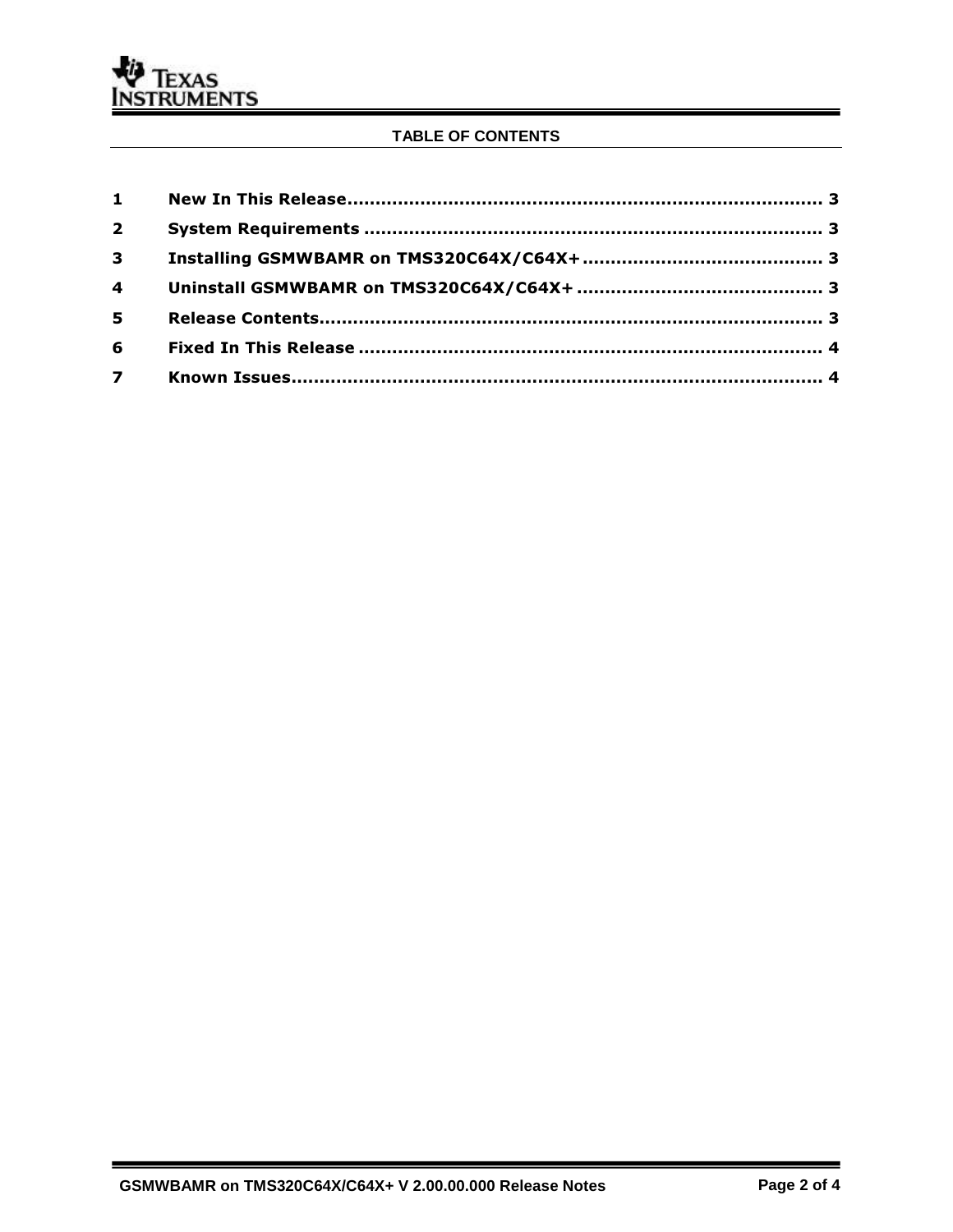## TABLE OF CONTENTS

| | | |
|---|---|---|
| **1** | **New In This Release** | **3** |
| **2** | **System Requirements** | **3** |
| **3** | **Installing GSMWBAMR on TMS320C64X/C64X+** | **3** |
| **4** | **Uninstall GSMWBAMR on TMS320C64X/C64X+** | **3** |
| **5** | **Release Contents** | **3** |
| **6** | **Fixed In This Release** | **4** |
| **7** | **Known Issues** | **4** |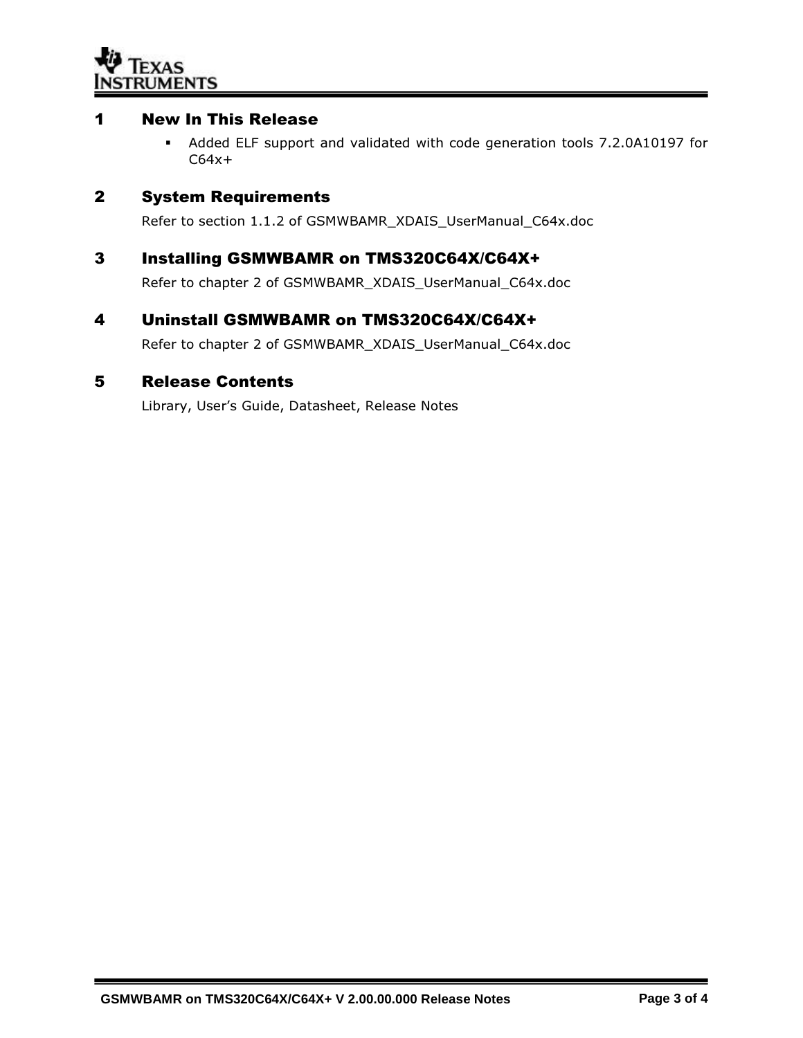# 1 New In This Release

- Added ELF support and validated with code generation tools 7.2.0A10197 for C64x+

# 2 System Requirements

Refer to section 1.1.2 of GSMWBAMR_XDAIS_UserManual_C64x.doc

# 3 Installing GSMWBAMR on TMS320C64X/C64X+

Refer to chapter 2 of GSMWBAMR_XDAIS_UserManual_C64x.doc

# 4 Uninstall GSMWBAMR on TMS320C64X/C64X+

Refer to chapter 2 of GSMWBAMR_XDAIS_UserManual_C64x.doc

# 5 Release Contents

Library, User's Guide, Datasheet, Release Notes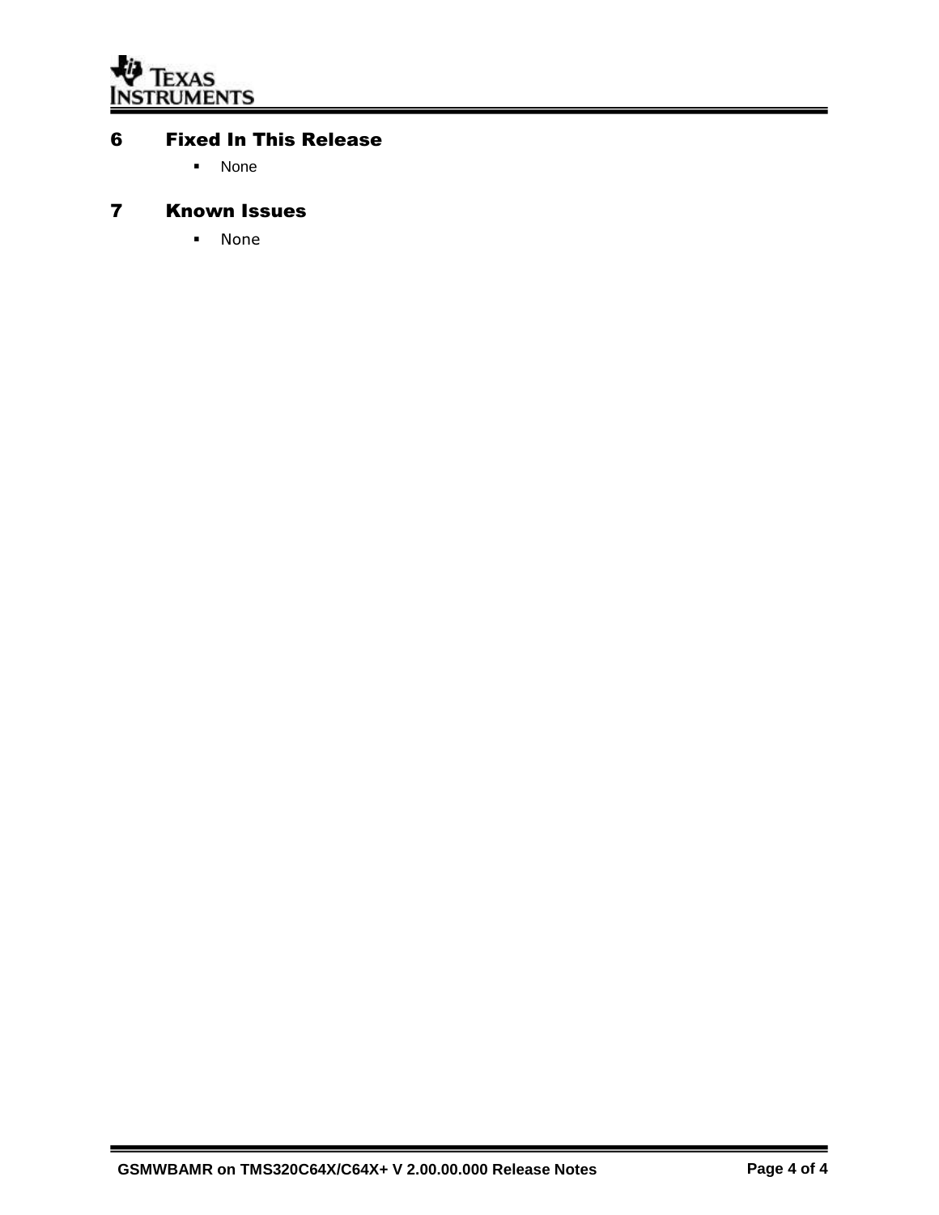## 6 Fixed In This Release

- None

## 7 Known Issues

- None